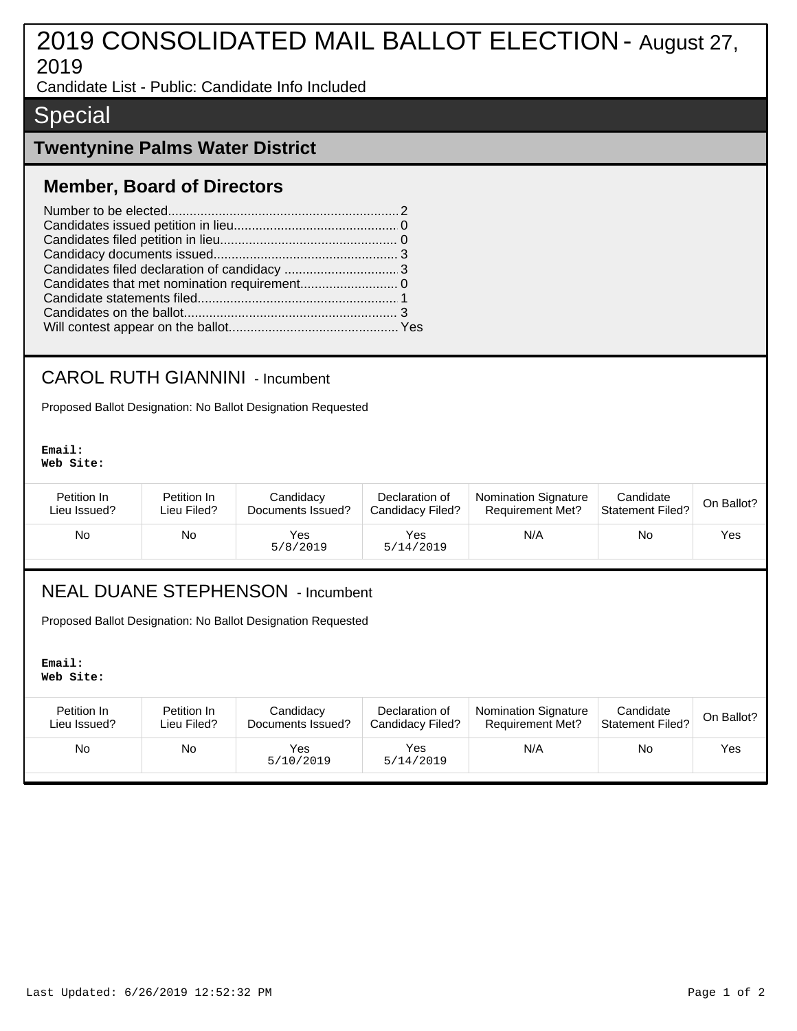# 2019 CONSOLIDATED MAIL BALLOT ELECTION - August 27, 2019

Candidate List - Public: Candidate Info Included

## Special

### Twentynine Palms Water District

#### Member, Board of Directors

Number to be elected............................................................... 2
Candidates issued petition in lieu............................................ 0
Candidates filed petition in lieu................................................ 0
Candidacy documents issued................................................... 3
Candidates filed declaration of candidacy ............................... 3
Candidates that met nomination requirement........................... 0
Candidate statements filed....................................................... 1
Candidates on the ballot........................................................... 3
Will contest appear on the ballot............................................... Yes

---

CAROL RUTH GIANNINI - Incumbent

Proposed Ballot Designation: No Ballot Designation Requested

**Email:**
**Web Site:**

| Petition In Lieu Issued? | Petition In Lieu Filed? | Candidacy Documents Issued? | Declaration of Candidacy Filed? | Nomination Signature Requirement Met? | Candidate Statement Filed? | On Ballot? |
|---|---|---|---|---|---|---|
| No | No | Yes 5/8/2019 | Yes 5/14/2019 | N/A | No | Yes |

---

NEAL DUANE STEPHENSON - Incumbent

Proposed Ballot Designation: No Ballot Designation Requested

**Email:**
**Web Site:**

| Petition In Lieu Issued? | Petition In Lieu Filed? | Candidacy Documents Issued? | Declaration of Candidacy Filed? | Nomination Signature Requirement Met? | Candidate Statement Filed? | On Ballot? |
|---|---|---|---|---|---|---|
| No | No | Yes 5/10/2019 | Yes 5/14/2019 | N/A | No | Yes |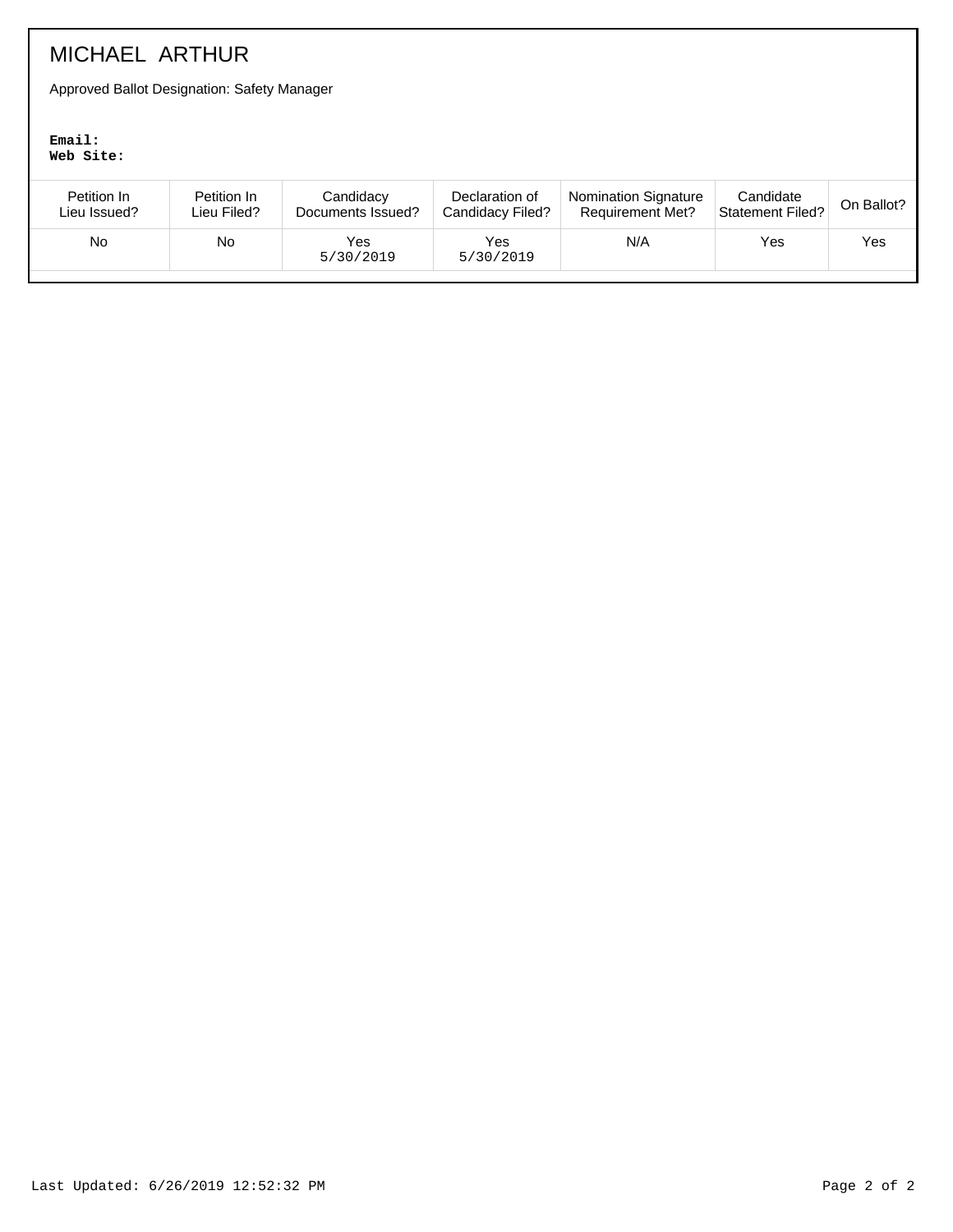## MICHAEL ARTHUR

Approved Ballot Designation: Safety Manager

**Email:**
**Web Site:**

| Petition In Lieu Issued? | Petition In Lieu Filed? | Candidacy Documents Issued? | Declaration of Candidacy Filed? | Nomination Signature Requirement Met? | Candidate Statement Filed? | On Ballot? |
|---|---|---|---|---|---|---|
| No | No | Yes 5/30/2019 | Yes 5/30/2019 | N/A | Yes | Yes |

Last Updated: 6/26/2019 12:52:32 PM